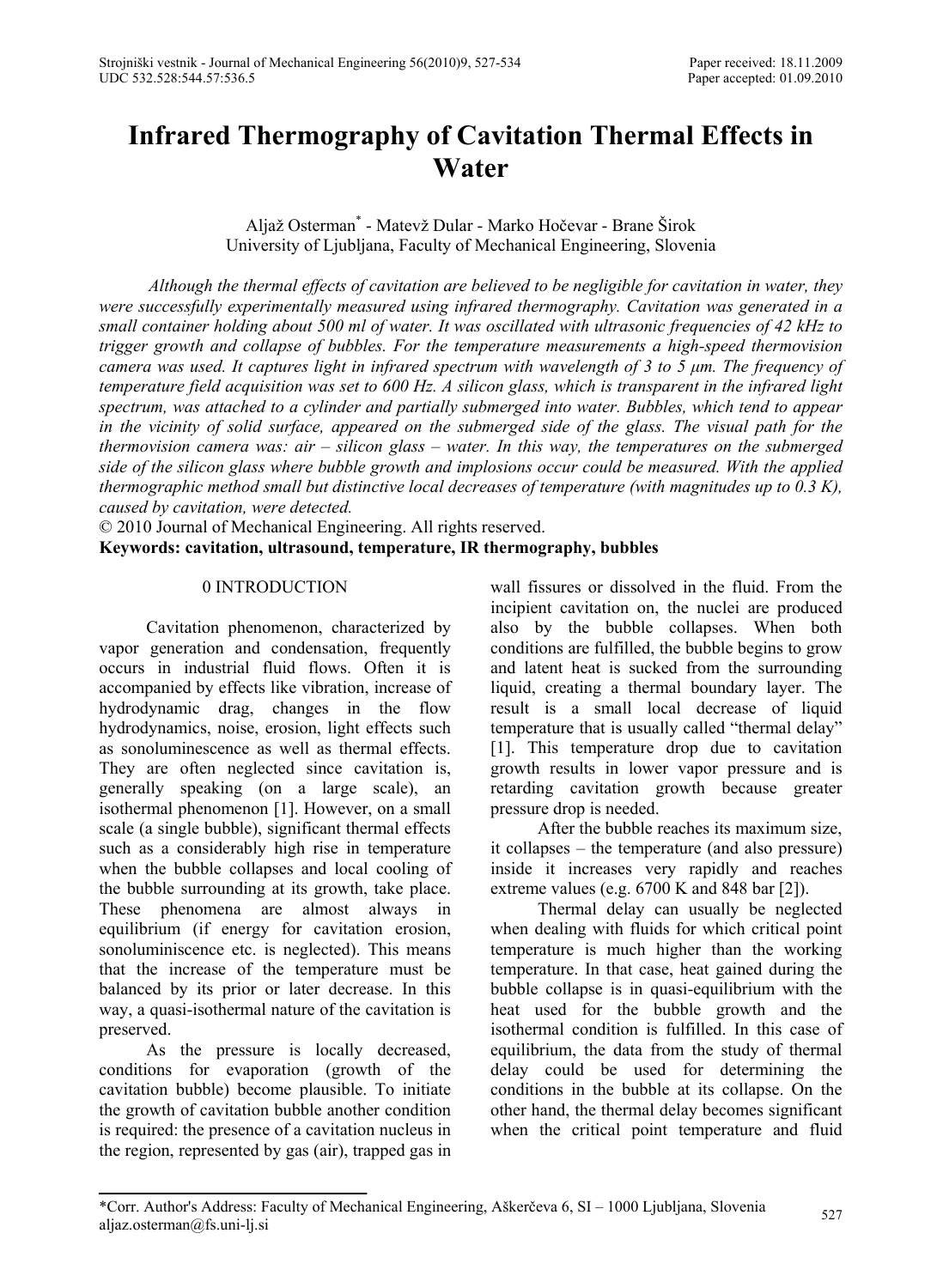# Infrared Thermography of Cavitation Thermal Effects in Water

Aljaž Osterman* - Matevž Dular - Marko Hočevar - Brane Širok
University of Ljubljana, Faculty of Mechanical Engineering, Slovenia

*Although the thermal effects of cavitation are believed to be negligible for cavitation in water, they were successfully experimentally measured using infrared thermography. Cavitation was generated in a small container holding about 500 ml of water. It was oscillated with ultrasonic frequencies of 42 kHz to trigger growth and collapse of bubbles. For the temperature measurements a high-speed thermovision camera was used. It captures light in infrared spectrum with wavelength of 3 to 5 μm. The frequency of temperature field acquisition was set to 600 Hz. A silicon glass, which is transparent in the infrared light spectrum, was attached to a cylinder and partially submerged into water. Bubbles, which tend to appear in the vicinity of solid surface, appeared on the submerged side of the glass. The visual path for the thermovision camera was: air – silicon glass – water. In this way, the temperatures on the submerged side of the silicon glass where bubble growth and implosions occur could be measured. With the applied thermographic method small but distinctive local decreases of temperature (with magnitudes up to 0.3 K), caused by cavitation, were detected.*

© 2010 Journal of Mechanical Engineering. All rights reserved.

**Keywords: cavitation, ultrasound, temperature, IR thermography, bubbles**

## 0 INTRODUCTION

Cavitation phenomenon, characterized by vapor generation and condensation, frequently occurs in industrial fluid flows. Often it is accompanied by effects like vibration, increase of hydrodynamic drag, changes in the flow hydrodynamics, noise, erosion, light effects such as sonoluminescence as well as thermal effects. They are often neglected since cavitation is, generally speaking (on a large scale), an isothermal phenomenon [1]. However, on a small scale (a single bubble), significant thermal effects such as a considerably high rise in temperature when the bubble collapses and local cooling of the bubble surrounding at its growth, take place. These phenomena are almost always in equilibrium (if energy for cavitation erosion, sonoluminiscence etc. is neglected). This means that the increase of the temperature must be balanced by its prior or later decrease. In this way, a quasi-isothermal nature of the cavitation is preserved.

As the pressure is locally decreased, conditions for evaporation (growth of the cavitation bubble) become plausible. To initiate the growth of cavitation bubble another condition is required: the presence of a cavitation nucleus in the region, represented by gas (air), trapped gas in wall fissures or dissolved in the fluid. From the incipient cavitation on, the nuclei are produced also by the bubble collapses. When both conditions are fulfilled, the bubble begins to grow and latent heat is sucked from the surrounding liquid, creating a thermal boundary layer. The result is a small local decrease of liquid temperature that is usually called "thermal delay" [1]. This temperature drop due to cavitation growth results in lower vapor pressure and is retarding cavitation growth because greater pressure drop is needed.

After the bubble reaches its maximum size, it collapses – the temperature (and also pressure) inside it increases very rapidly and reaches extreme values (e.g. 6700 K and 848 bar [2]).

Thermal delay can usually be neglected when dealing with fluids for which critical point temperature is much higher than the working temperature. In that case, heat gained during the bubble collapse is in quasi-equilibrium with the heat used for the bubble growth and the isothermal condition is fulfilled. In this case of equilibrium, the data from the study of thermal delay could be used for determining the conditions in the bubble at its collapse. On the other hand, the thermal delay becomes significant when the critical point temperature and fluid

---

*Corr. Author's Address: Faculty of Mechanical Engineering, Aškerčeva 6, SI – 1000 Ljubljana, Slovenia
aljaz.osterman@fs.uni-lj.si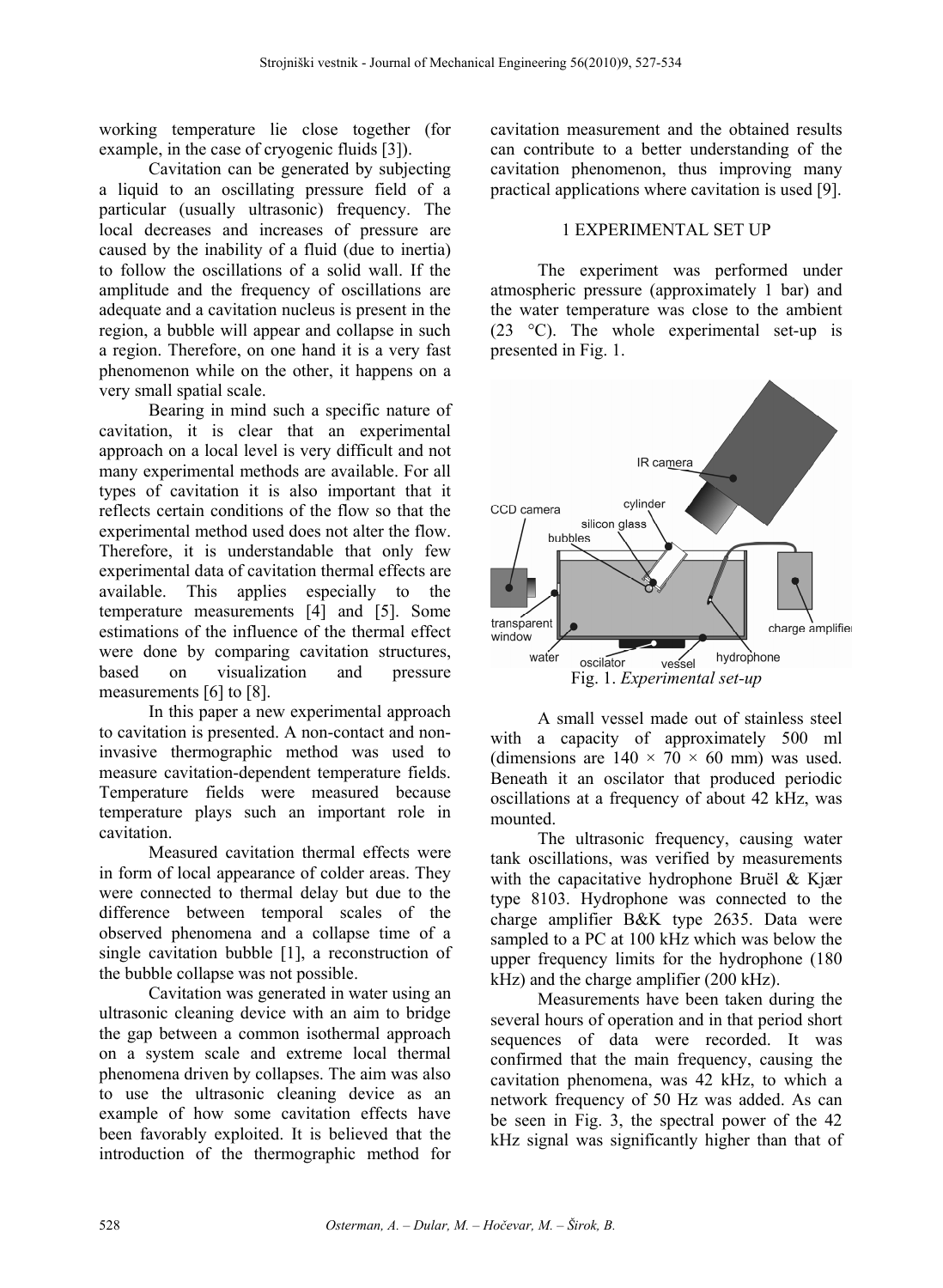working temperature lie close together (for example, in the case of cryogenic fluids [3]).

Cavitation can be generated by subjecting a liquid to an oscillating pressure field of a particular (usually ultrasonic) frequency. The local decreases and increases of pressure are caused by the inability of a fluid (due to inertia) to follow the oscillations of a solid wall. If the amplitude and the frequency of oscillations are adequate and a cavitation nucleus is present in the region, a bubble will appear and collapse in such a region. Therefore, on one hand it is a very fast phenomenon while on the other, it happens on a very small spatial scale.

Bearing in mind such a specific nature of cavitation, it is clear that an experimental approach on a local level is very difficult and not many experimental methods are available. For all types of cavitation it is also important that it reflects certain conditions of the flow so that the experimental method used does not alter the flow. Therefore, it is understandable that only few experimental data of cavitation thermal effects are available. This applies especially to the temperature measurements [4] and [5]. Some estimations of the influence of the thermal effect were done by comparing cavitation structures, based on visualization and pressure measurements [6] to [8].

In this paper a new experimental approach to cavitation is presented. A non-contact and non-invasive thermographic method was used to measure cavitation-dependent temperature fields. Temperature fields were measured because temperature plays such an important role in cavitation.

Measured cavitation thermal effects were in form of local appearance of colder areas. They were connected to thermal delay but due to the difference between temporal scales of the observed phenomena and a collapse time of a single cavitation bubble [1], a reconstruction of the bubble collapse was not possible.

Cavitation was generated in water using an ultrasonic cleaning device with an aim to bridge the gap between a common isothermal approach on a system scale and extreme local thermal phenomena driven by collapses. The aim was also to use the ultrasonic cleaning device as an example of how some cavitation effects have been favorably exploited. It is believed that the introduction of the thermographic method for cavitation measurement and the obtained results can contribute to a better understanding of the cavitation phenomenon, thus improving many practical applications where cavitation is used [9].

## 1 EXPERIMENTAL SET UP

The experiment was performed under atmospheric pressure (approximately 1 bar) and the water temperature was close to the ambient (23 °C). The whole experimental set-up is presented in Fig. 1.

Fig. 1. *Experimental set-up*

A small vessel made out of stainless steel with a capacity of approximately 500 ml (dimensions are 140 × 70 × 60 mm) was used. Beneath it an oscilator that produced periodic oscillations at a frequency of about 42 kHz, was mounted.

The ultrasonic frequency, causing water tank oscillations, was verified by measurements with the capacitative hydrophone Bruël & Kjær type 8103. Hydrophone was connected to the charge amplifier B&K type 2635. Data were sampled to a PC at 100 kHz which was below the upper frequency limits for the hydrophone (180 kHz) and the charge amplifier (200 kHz).

Measurements have been taken during the several hours of operation and in that period short sequences of data were recorded. It was confirmed that the main frequency, causing the cavitation phenomena, was 42 kHz, to which a network frequency of 50 Hz was added. As can be seen in Fig. 3, the spectral power of the 42 kHz signal was significantly higher than that of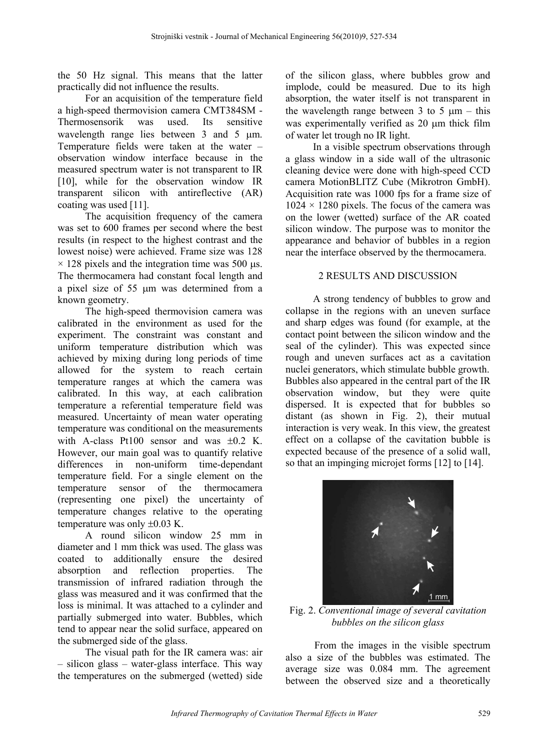the 50 Hz signal. This means that the latter practically did not influence the results.

For an acquisition of the temperature field a high-speed thermovision camera CMT384SM - Thermosensorik was used. Its sensitive wavelength range lies between 3 and 5 μm. Temperature fields were taken at the water – observation window interface because in the measured spectrum water is not transparent to IR [10], while for the observation window IR transparent silicon with antireflective (AR) coating was used [11].

The acquisition frequency of the camera was set to 600 frames per second where the best results (in respect to the highest contrast and the lowest noise) were achieved. Frame size was 128 × 128 pixels and the integration time was 500 μs. The thermocamera had constant focal length and a pixel size of 55 μm was determined from a known geometry.

The high-speed thermovision camera was calibrated in the environment as used for the experiment. The constraint was constant and uniform temperature distribution which was achieved by mixing during long periods of time allowed for the system to reach certain temperature ranges at which the camera was calibrated. In this way, at each calibration temperature a referential temperature field was measured. Uncertainty of mean water operating temperature was conditional on the measurements with A-class Pt100 sensor and was ±0.2 K. However, our main goal was to quantify relative differences in non-uniform time-dependant temperature field. For a single element on the temperature sensor of the thermocamera (representing one pixel) the uncertainty of temperature changes relative to the operating temperature was only ±0.03 K.

A round silicon window 25 mm in diameter and 1 mm thick was used. The glass was coated to additionally ensure the desired absorption and reflection properties. The transmission of infrared radiation through the glass was measured and it was confirmed that the loss is minimal. It was attached to a cylinder and partially submerged into water. Bubbles, which tend to appear near the solid surface, appeared on the submerged side of the glass.

The visual path for the IR camera was: air – silicon glass – water-glass interface. This way the temperatures on the submerged (wetted) side of the silicon glass, where bubbles grow and implode, could be measured. Due to its high absorption, the water itself is not transparent in the wavelength range between 3 to 5 μm – this was experimentally verified as 20 μm thick film of water let trough no IR light.

In a visible spectrum observations through a glass window in a side wall of the ultrasonic cleaning device were done with high-speed CCD camera MotionBLITZ Cube (Mikrotron GmbH). Acquisition rate was 1000 fps for a frame size of 1024 × 1280 pixels. The focus of the camera was on the lower (wetted) surface of the AR coated silicon window. The purpose was to monitor the appearance and behavior of bubbles in a region near the interface observed by the thermocamera.

## 2 RESULTS AND DISCUSSION

A strong tendency of bubbles to grow and collapse in the regions with an uneven surface and sharp edges was found (for example, at the contact point between the silicon window and the seal of the cylinder). This was expected since rough and uneven surfaces act as a cavitation nuclei generators, which stimulate bubble growth. Bubbles also appeared in the central part of the IR observation window, but they were quite dispersed. It is expected that for bubbles so distant (as shown in Fig. 2), their mutual interaction is very weak. In this view, the greatest effect on a collapse of the cavitation bubble is expected because of the presence of a solid wall, so that an impinging microjet forms [12] to [14].

Fig. 2. *Conventional image of several cavitation bubbles on the silicon glass*

From the images in the visible spectrum also a size of the bubbles was estimated. The average size was 0.084 mm. The agreement between the observed size and a theoretically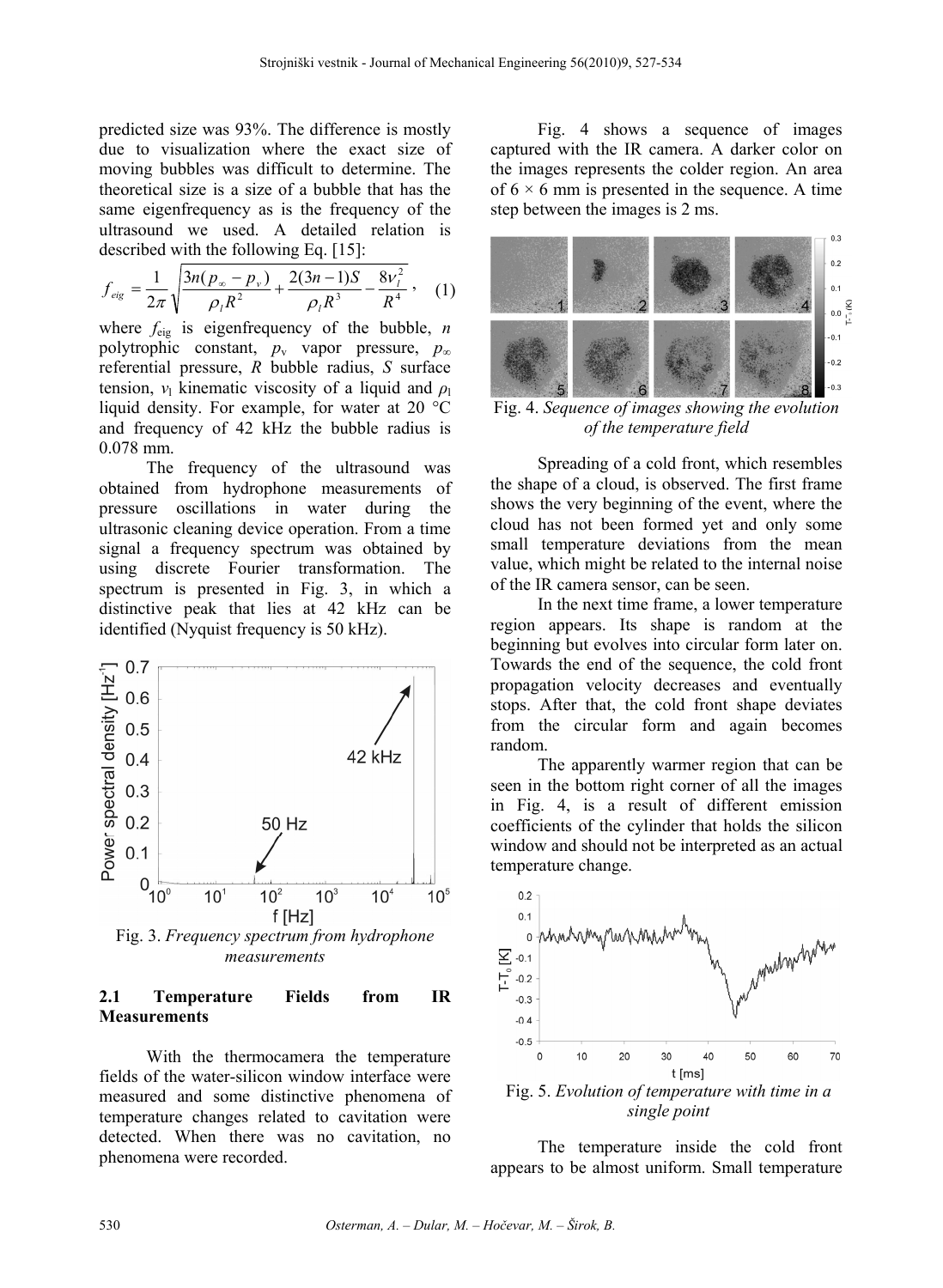predicted size was 93%. The difference is mostly due to visualization where the exact size of moving bubbles was difficult to determine. The theoretical size is a size of a bubble that has the same eigenfrequency as is the frequency of the ultrasound we used. A detailed relation is described with the following Eq. [15]:

$$f_{eig} = \frac{1}{2\pi}\sqrt{\frac{3n(p_\infty - p_v)}{\rho_l R^2} + \frac{2(3n-1)S}{\rho_l R^3} - \frac{8\nu_l^2}{R^4}}, \quad (1)$$

where $f_{eig}$ is eigenfrequency of the bubble, $n$ polytrophic constant, $p_v$ vapor pressure, $p_\infty$ referential pressure, $R$ bubble radius, $S$ surface tension, $\nu_l$ kinematic viscosity of a liquid and $\rho_l$ liquid density. For example, for water at 20 °C and frequency of 42 kHz the bubble radius is 0.078 mm.

The frequency of the ultrasound was obtained from hydrophone measurements of pressure oscillations in water during the ultrasonic cleaning device operation. From a time signal a frequency spectrum was obtained by using discrete Fourier transformation. The spectrum is presented in Fig. 3, in which a distinctive peak that lies at 42 kHz can be identified (Nyquist frequency is 50 kHz).

Fig. 3. *Frequency spectrum from hydrophone measurements*

### 2.1 Temperature Fields from IR Measurements

With the thermocamera the temperature fields of the water-silicon window interface were measured and some distinctive phenomena of temperature changes related to cavitation were detected. When there was no cavitation, no phenomena were recorded.

Fig. 4 shows a sequence of images captured with the IR camera. A darker color on the images represents the colder region. An area of 6 × 6 mm is presented in the sequence. A time step between the images is 2 ms.

Fig. 4. *Sequence of images showing the evolution of the temperature field*

Spreading of a cold front, which resembles the shape of a cloud, is observed. The first frame shows the very beginning of the event, where the cloud has not been formed yet and only some small temperature deviations from the mean value, which might be related to the internal noise of the IR camera sensor, can be seen.

In the next time frame, a lower temperature region appears. Its shape is random at the beginning but evolves into circular form later on. Towards the end of the sequence, the cold front propagation velocity decreases and eventually stops. After that, the cold front shape deviates from the circular form and again becomes random.

The apparently warmer region that can be seen in the bottom right corner of all the images in Fig. 4, is a result of different emission coefficients of the cylinder that holds the silicon window and should not be interpreted as an actual temperature change.

Fig. 5. *Evolution of temperature with time in a single point*

The temperature inside the cold front appears to be almost uniform. Small temperature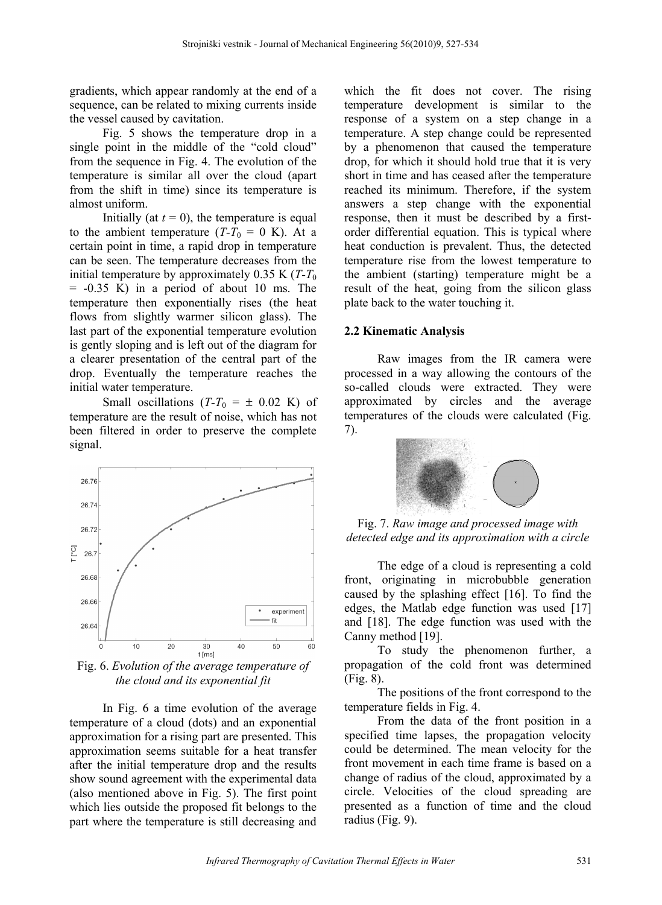gradients, which appear randomly at the end of a sequence, can be related to mixing currents inside the vessel caused by cavitation.

Fig. 5 shows the temperature drop in a single point in the middle of the "cold cloud" from the sequence in Fig. 4. The evolution of the temperature is similar all over the cloud (apart from the shift in time) since its temperature is almost uniform.

Initially (at $t = 0$), the temperature is equal to the ambient temperature ($T$-$T_0$ = 0 K). At a certain point in time, a rapid drop in temperature can be seen. The temperature decreases from the initial temperature by approximately 0.35 K ($T$-$T_0$ = -0.35 K) in a period of about 10 ms. The temperature then exponentially rises (the heat flows from slightly warmer silicon glass). The last part of the exponential temperature evolution is gently sloping and is left out of the diagram for a clearer presentation of the central part of the drop. Eventually the temperature reaches the initial water temperature.

Small oscillations ($T$-$T_0$ = ± 0.02 K) of temperature are the result of noise, which has not been filtered in order to preserve the complete signal.

Fig. 6. *Evolution of the average temperature of the cloud and its exponential fit*

In Fig. 6 a time evolution of the average temperature of a cloud (dots) and an exponential approximation for a rising part are presented. This approximation seems suitable for a heat transfer after the initial temperature drop and the results show sound agreement with the experimental data (also mentioned above in Fig. 5). The first point which lies outside the proposed fit belongs to the part where the temperature is still decreasing and which the fit does not cover. The rising temperature development is similar to the response of a system on a step change in a temperature. A step change could be represented by a phenomenon that caused the temperature drop, for which it should hold true that it is very short in time and has ceased after the temperature reached its minimum. Therefore, if the system answers a step change with the exponential response, then it must be described by a first-order differential equation. This is typical where heat conduction is prevalent. Thus, the detected temperature rise from the lowest temperature to the ambient (starting) temperature might be a result of the heat, going from the silicon glass plate back to the water touching it.

### 2.2 Kinematic Analysis

Raw images from the IR camera were processed in a way allowing the contours of the so-called clouds were extracted. They were approximated by circles and the average temperatures of the clouds were calculated (Fig. 7).

Fig. 7. *Raw image and processed image with detected edge and its approximation with a circle*

The edge of a cloud is representing a cold front, originating in microbubble generation caused by the splashing effect [16]. To find the edges, the Matlab edge function was used [17] and [18]. The edge function was used with the Canny method [19].

To study the phenomenon further, a propagation of the cold front was determined (Fig. 8).

The positions of the front correspond to the temperature fields in Fig. 4.

From the data of the front position in a specified time lapses, the propagation velocity could be determined. The mean velocity for the front movement in each time frame is based on a change of radius of the cloud, approximated by a circle. Velocities of the cloud spreading are presented as a function of time and the cloud radius (Fig. 9).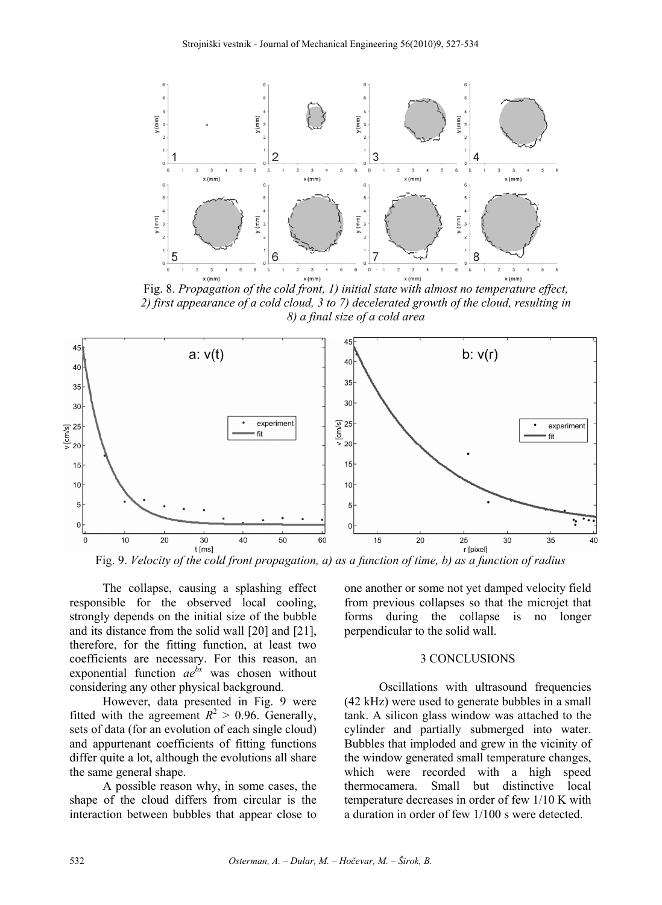Fig. 8. *Propagation of the cold front, 1) initial state with almost no temperature effect, 2) first appearance of a cold cloud, 3 to 7) decelerated growth of the cloud, resulting in 8) a final size of a cold area*

Fig. 9. *Velocity of the cold front propagation, a) as a function of time, b) as a function of radius*

The collapse, causing a splashing effect responsible for the observed local cooling, strongly depends on the initial size of the bubble and its distance from the solid wall [20] and [21], therefore, for the fitting function, at least two coefficients are necessary. For this reason, an exponential function $ae^{bx}$ was chosen without considering any other physical background.

However, data presented in Fig. 9 were fitted with the agreement $R^2 > 0.96$. Generally, sets of data (for an evolution of each single cloud) and appurtenant coefficients of fitting functions differ quite a lot, although the evolutions all share the same general shape.

A possible reason why, in some cases, the shape of the cloud differs from circular is the interaction between bubbles that appear close to one another or some not yet damped velocity field from previous collapses so that the microjet that forms during the collapse is no longer perpendicular to the solid wall.

## 3 CONCLUSIONS

Oscillations with ultrasound frequencies (42 kHz) were used to generate bubbles in a small tank. A silicon glass window was attached to the cylinder and partially submerged into water. Bubbles that imploded and grew in the vicinity of the window generated small temperature changes, which were recorded with a high speed thermocamera. Small but distinctive local temperature decreases in order of few 1/10 K with a duration in order of few 1/100 s were detected.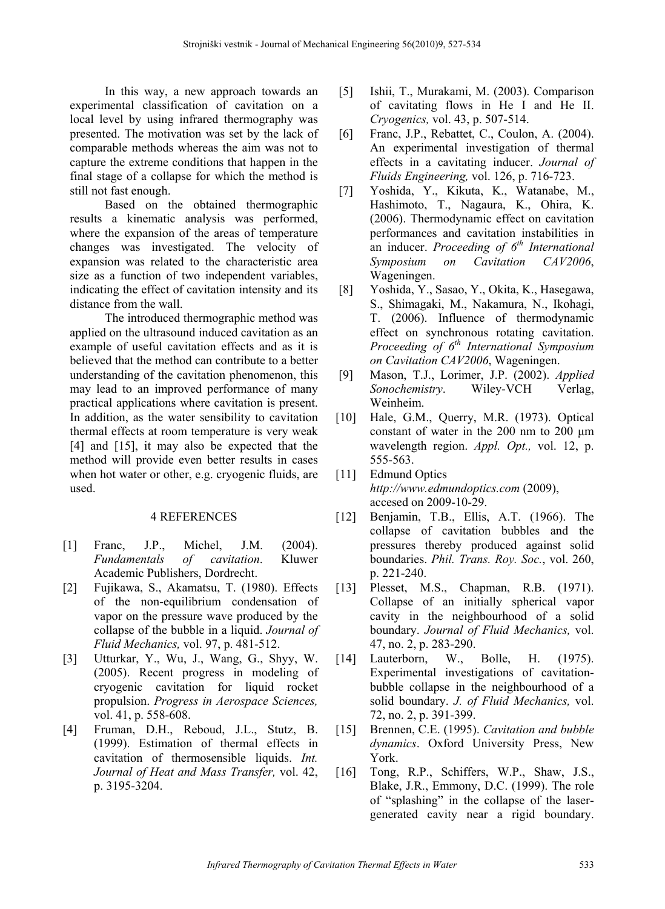In this way, a new approach towards an experimental classification of cavitation on a local level by using infrared thermography was presented. The motivation was set by the lack of comparable methods whereas the aim was not to capture the extreme conditions that happen in the final stage of a collapse for which the method is still not fast enough.

Based on the obtained thermographic results a kinematic analysis was performed, where the expansion of the areas of temperature changes was investigated. The velocity of expansion was related to the characteristic area size as a function of two independent variables, indicating the effect of cavitation intensity and its distance from the wall.

The introduced thermographic method was applied on the ultrasound induced cavitation as an example of useful cavitation effects and as it is believed that the method can contribute to a better understanding of the cavitation phenomenon, this may lead to an improved performance of many practical applications where cavitation is present. In addition, as the water sensibility to cavitation thermal effects at room temperature is very weak [4] and [15], it may also be expected that the method will provide even better results in cases when hot water or other, e.g. cryogenic fluids, are used.

## 4 REFERENCES

[1] Franc, J.P., Michel, J.M. (2004). *Fundamentals of cavitation*. Kluwer Academic Publishers, Dordrecht.

[2] Fujikawa, S., Akamatsu, T. (1980). Effects of the non-equilibrium condensation of vapor on the pressure wave produced by the collapse of the bubble in a liquid. *Journal of Fluid Mechanics,* vol. 97, p. 481-512.

[3] Utturkar, Y., Wu, J., Wang, G., Shyy, W. (2005). Recent progress in modeling of cryogenic cavitation for liquid rocket propulsion. *Progress in Aerospace Sciences,* vol. 41, p. 558-608.

[4] Fruman, D.H., Reboud, J.L., Stutz, B. (1999). Estimation of thermal effects in cavitation of thermosensible liquids. *Int. Journal of Heat and Mass Transfer,* vol. 42, p. 3195-3204.

[5] Ishii, T., Murakami, M. (2003). Comparison of cavitating flows in He I and He II. *Cryogenics,* vol. 43, p. 507-514.

[6] Franc, J.P., Rebattet, C., Coulon, A. (2004). An experimental investigation of thermal effects in a cavitating inducer. *Journal of Fluids Engineering,* vol. 126, p. 716-723.

[7] Yoshida, Y., Kikuta, K., Watanabe, M., Hashimoto, T., Nagaura, K., Ohira, K. (2006). Thermodynamic effect on cavitation performances and cavitation instabilities in an inducer. *Proceeding of 6th International Symposium on Cavitation CAV2006*, Wageningen.

[8] Yoshida, Y., Sasao, Y., Okita, K., Hasegawa, S., Shimagaki, M., Nakamura, N., Ikohagi, T. (2006). Influence of thermodynamic effect on synchronous rotating cavitation. *Proceeding of 6th International Symposium on Cavitation CAV2006*, Wageningen.

[9] Mason, T.J., Lorimer, J.P. (2002). *Applied Sonochemistry*. Wiley-VCH Verlag, Weinheim.

[10] Hale, G.M., Querry, M.R. (1973). Optical constant of water in the 200 nm to 200 μm wavelength region. *Appl. Opt.,* vol. 12, p. 555-563.

[11] Edmund Optics *http://www.edmundoptics.com* (2009), accesed on 2009-10-29.

[12] Benjamin, T.B., Ellis, A.T. (1966). The collapse of cavitation bubbles and the pressures thereby produced against solid boundaries. *Phil. Trans. Roy. Soc.*, vol. 260, p. 221-240.

[13] Plesset, M.S., Chapman, R.B. (1971). Collapse of an initially spherical vapor cavity in the neighbourhood of a solid boundary. *Journal of Fluid Mechanics,* vol. 47, no. 2, p. 283-290.

[14] Lauterborn, W., Bolle, H. (1975). Experimental investigations of cavitation-bubble collapse in the neighbourhood of a solid boundary. *J. of Fluid Mechanics,* vol. 72, no. 2, p. 391-399.

[15] Brennen, C.E. (1995). *Cavitation and bubble dynamics*. Oxford University Press, New York.

[16] Tong, R.P., Schiffers, W.P., Shaw, J.S., Blake, J.R., Emmony, D.C. (1999). The role of "splashing" in the collapse of the laser-generated cavity near a rigid boundary.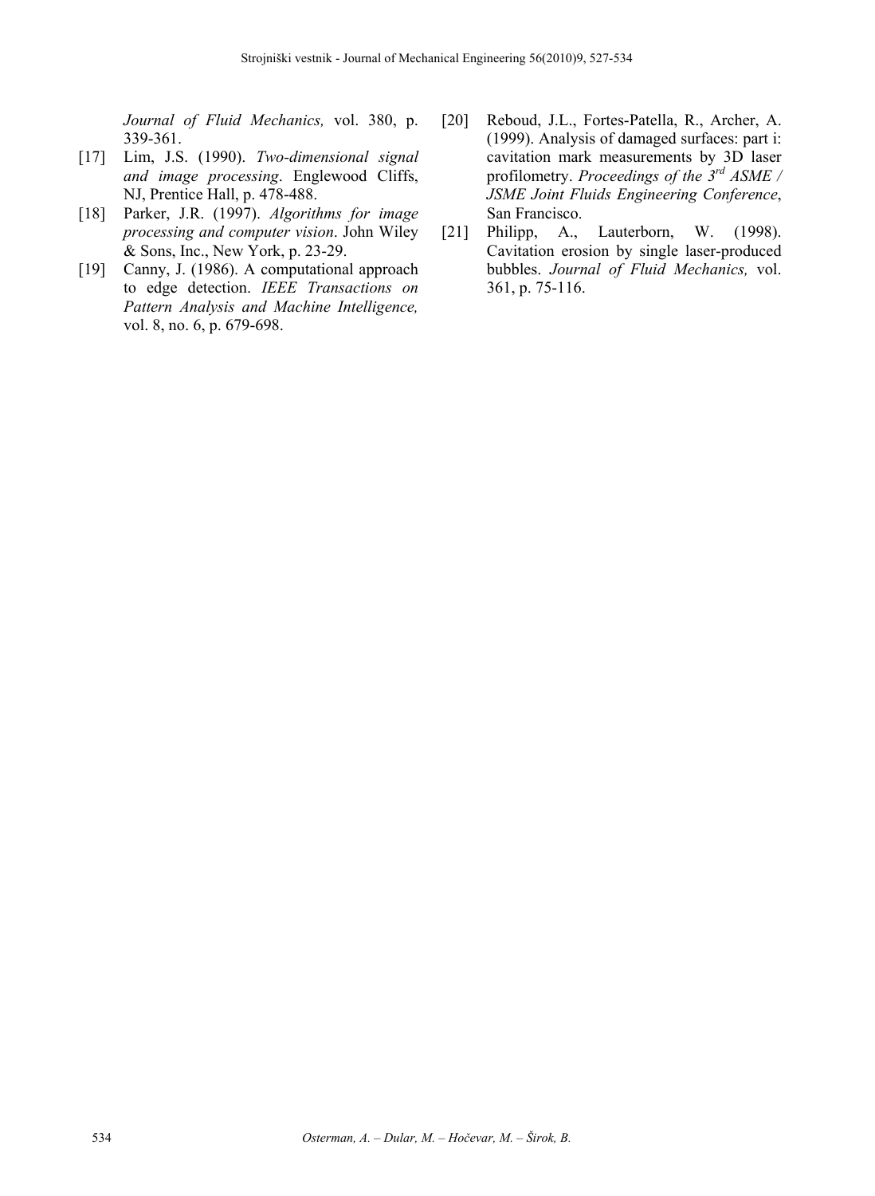*Journal of Fluid Mechanics,* vol. 380, p. 339-361.

[17] Lim, J.S. (1990). *Two-dimensional signal and image processing*. Englewood Cliffs, NJ, Prentice Hall, p. 478-488.

[18] Parker, J.R. (1997). *Algorithms for image processing and computer vision*. John Wiley & Sons, Inc., New York, p. 23-29.

[19] Canny, J. (1986). A computational approach to edge detection. *IEEE Transactions on Pattern Analysis and Machine Intelligence,* vol. 8, no. 6, p. 679-698.

[20] Reboud, J.L., Fortes-Patella, R., Archer, A. (1999). Analysis of damaged surfaces: part i: cavitation mark measurements by 3D laser profilometry. *Proceedings of the 3rd ASME / JSME Joint Fluids Engineering Conference*, San Francisco.

[21] Philipp, A., Lauterborn, W. (1998). Cavitation erosion by single laser-produced bubbles. *Journal of Fluid Mechanics,* vol. 361, p. 75-116.